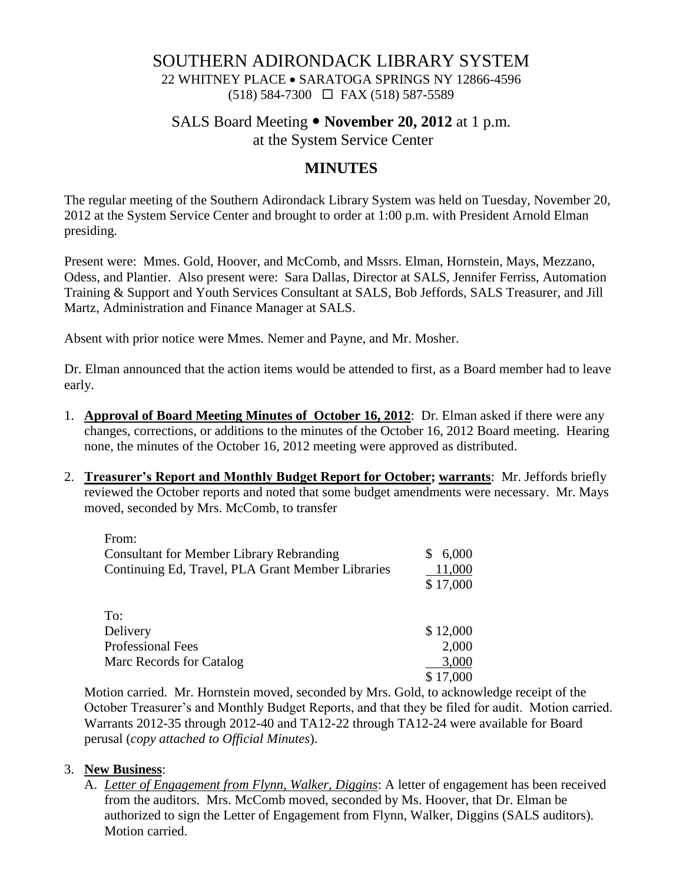# SOUTHERN ADIRONDACK LIBRARY SYSTEM

22 WHITNEY PLACE • SARATOGA SPRINGS NY 12866-4596
(518) 584-7300 ☐ FAX (518) 587-5589

## SALS Board Meeting • **November 20, 2012** at 1 p.m.
## at the System Service Center

## MINUTES

The regular meeting of the Southern Adirondack Library System was held on Tuesday, November 20, 2012 at the System Service Center and brought to order at 1:00 p.m. with President Arnold Elman presiding.

Present were: Mmes. Gold, Hoover, and McComb, and Mssrs. Elman, Hornstein, Mays, Mezzano, Odess, and Plantier. Also present were: Sara Dallas, Director at SALS, Jennifer Ferriss, Automation Training & Support and Youth Services Consultant at SALS, Bob Jeffords, SALS Treasurer, and Jill Martz, Administration and Finance Manager at SALS.

Absent with prior notice were Mmes. Nemer and Payne, and Mr. Mosher.

Dr. Elman announced that the action items would be attended to first, as a Board member had to leave early.

1. **Approval of Board Meeting Minutes of October 16, 2012**: Dr. Elman asked if there were any changes, corrections, or additions to the minutes of the October 16, 2012 Board meeting. Hearing none, the minutes of the October 16, 2012 meeting were approved as distributed.

2. **Treasurer's Report and Monthly Budget Report for October; warrants**: Mr. Jeffords briefly reviewed the October reports and noted that some budget amendments were necessary. Mr. Mays moved, seconded by Mrs. McComb, to transfer

   | From: | |
   |---|---|
   | Consultant for Member Library Rebranding | $ 6,000 |
   | Continuing Ed, Travel, PLA Grant Member Libraries | 11,000 |
   | | $ 17,000 |
   | **To:** | |
   | Delivery | $ 12,000 |
   | Professional Fees | 2,000 |
   | Marc Records for Catalog | 3,000 |
   | | $ 17,000 |

   Motion carried. Mr. Hornstein moved, seconded by Mrs. Gold, to acknowledge receipt of the October Treasurer's and Monthly Budget Reports, and that they be filed for audit. Motion carried. Warrants 2012-35 through 2012-40 and TA12-22 through TA12-24 were available for Board perusal (*copy attached to Official Minutes*).

3. **New Business**:
   A. *Letter of Engagement from Flynn, Walker, Diggins*: A letter of engagement has been received from the auditors. Mrs. McComb moved, seconded by Ms. Hoover, that Dr. Elman be authorized to sign the Letter of Engagement from Flynn, Walker, Diggins (SALS auditors). Motion carried.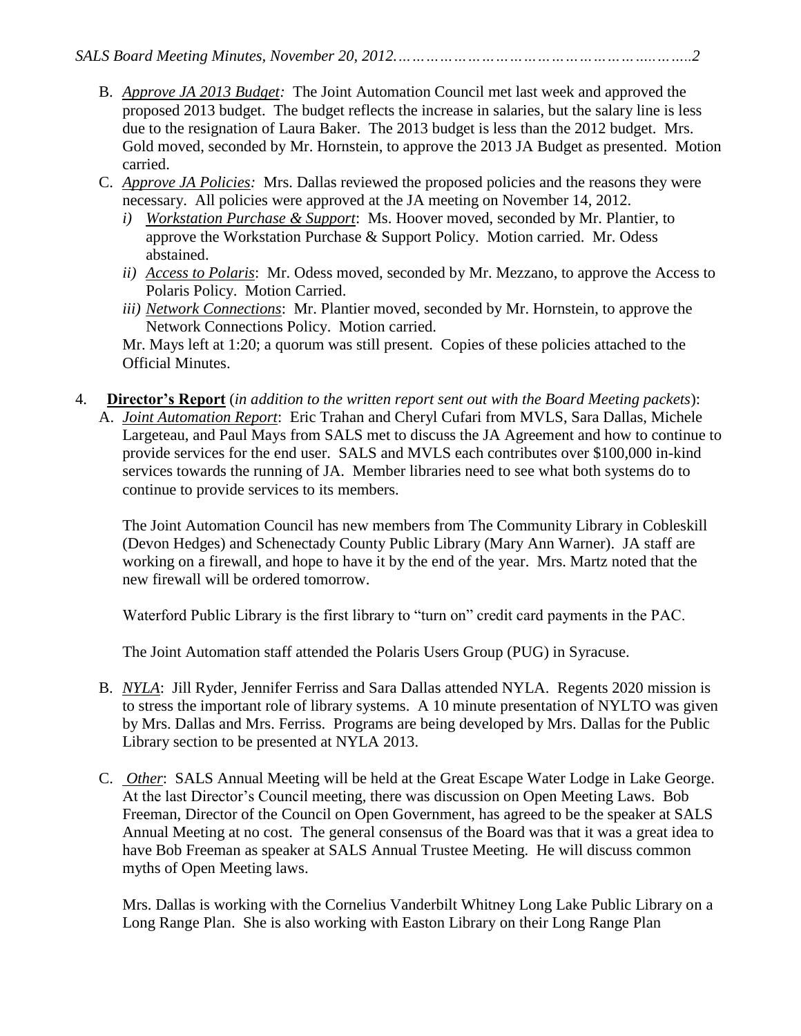B. *Approve JA 2013 Budget:* The Joint Automation Council met last week and approved the proposed 2013 budget. The budget reflects the increase in salaries, but the salary line is less due to the resignation of Laura Baker. The 2013 budget is less than the 2012 budget. Mrs. Gold moved, seconded by Mr. Hornstein, to approve the 2013 JA Budget as presented. Motion carried.

C. *Approve JA Policies:* Mrs. Dallas reviewed the proposed policies and the reasons they were necessary. All policies were approved at the JA meeting on November 14, 2012.

   *i) Workstation Purchase & Support*: Ms. Hoover moved, seconded by Mr. Plantier, to approve the Workstation Purchase & Support Policy. Motion carried. Mr. Odess abstained.

   *ii) Access to Polaris*: Mr. Odess moved, seconded by Mr. Mezzano, to approve the Access to Polaris Policy. Motion Carried.

   *iii) Network Connections*: Mr. Plantier moved, seconded by Mr. Hornstein, to approve the Network Connections Policy. Motion carried.

   Mr. Mays left at 1:20; a quorum was still present. Copies of these policies attached to the Official Minutes.

4. **Director's Report** (*in addition to the written report sent out with the Board Meeting packets*):

   A. *Joint Automation Report*: Eric Trahan and Cheryl Cufari from MVLS, Sara Dallas, Michele Largeteau, and Paul Mays from SALS met to discuss the JA Agreement and how to continue to provide services for the end user. SALS and MVLS each contributes over $100,000 in-kind services towards the running of JA. Member libraries need to see what both systems do to continue to provide services to its members.

   The Joint Automation Council has new members from The Community Library in Cobleskill (Devon Hedges) and Schenectady County Public Library (Mary Ann Warner). JA staff are working on a firewall, and hope to have it by the end of the year. Mrs. Martz noted that the new firewall will be ordered tomorrow.

   Waterford Public Library is the first library to "turn on" credit card payments in the PAC.

   The Joint Automation staff attended the Polaris Users Group (PUG) in Syracuse.

   B. *NYLA*: Jill Ryder, Jennifer Ferriss and Sara Dallas attended NYLA. Regents 2020 mission is to stress the important role of library systems. A 10 minute presentation of NYLTO was given by Mrs. Dallas and Mrs. Ferriss. Programs are being developed by Mrs. Dallas for the Public Library section to be presented at NYLA 2013.

   C. *Other*: SALS Annual Meeting will be held at the Great Escape Water Lodge in Lake George. At the last Director's Council meeting, there was discussion on Open Meeting Laws. Bob Freeman, Director of the Council on Open Government, has agreed to be the speaker at SALS Annual Meeting at no cost. The general consensus of the Board was that it was a great idea to have Bob Freeman as speaker at SALS Annual Trustee Meeting. He will discuss common myths of Open Meeting laws.

   Mrs. Dallas is working with the Cornelius Vanderbilt Whitney Long Lake Public Library on a Long Range Plan. She is also working with Easton Library on their Long Range Plan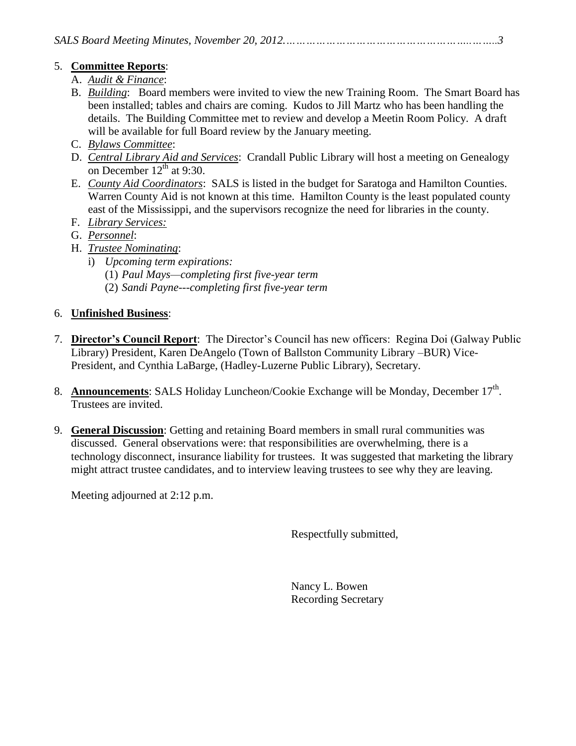5. **Committee Reports**:
   A. *Audit & Finance*:
   B. *Building*: Board members were invited to view the new Training Room. The Smart Board has been installed; tables and chairs are coming. Kudos to Jill Martz who has been handling the details. The Building Committee met to review and develop a Meetin Room Policy. A draft will be available for full Board review by the January meeting.
   C. *Bylaws Committee*:
   D. *Central Library Aid and Services*: Crandall Public Library will host a meeting on Genealogy on December 12th at 9:30.
   E. *County Aid Coordinators*: SALS is listed in the budget for Saratoga and Hamilton Counties. Warren County Aid is not known at this time. Hamilton County is the least populated county east of the Mississippi, and the supervisors recognize the need for libraries in the county.
   F. *Library Services:*
   G. *Personnel*:
   H. *Trustee Nominating*:
      i) *Upcoming term expirations:*
         (1) *Paul Mays—completing first five-year term*
         (2) *Sandi Payne---completing first five-year term*

6. **Unfinished Business**:

7. **Director's Council Report**: The Director's Council has new officers: Regina Doi (Galway Public Library) President, Karen DeAngelo (Town of Ballston Community Library –BUR) Vice-President, and Cynthia LaBarge, (Hadley-Luzerne Public Library), Secretary.

8. **Announcements**: SALS Holiday Luncheon/Cookie Exchange will be Monday, December 17th. Trustees are invited.

9. **General Discussion**: Getting and retaining Board members in small rural communities was discussed. General observations were: that responsibilities are overwhelming, there is a technology disconnect, insurance liability for trustees. It was suggested that marketing the library might attract trustee candidates, and to interview leaving trustees to see why they are leaving.

   Meeting adjourned at 2:12 p.m.

Respectfully submitted,

Nancy L. Bowen
Recording Secretary